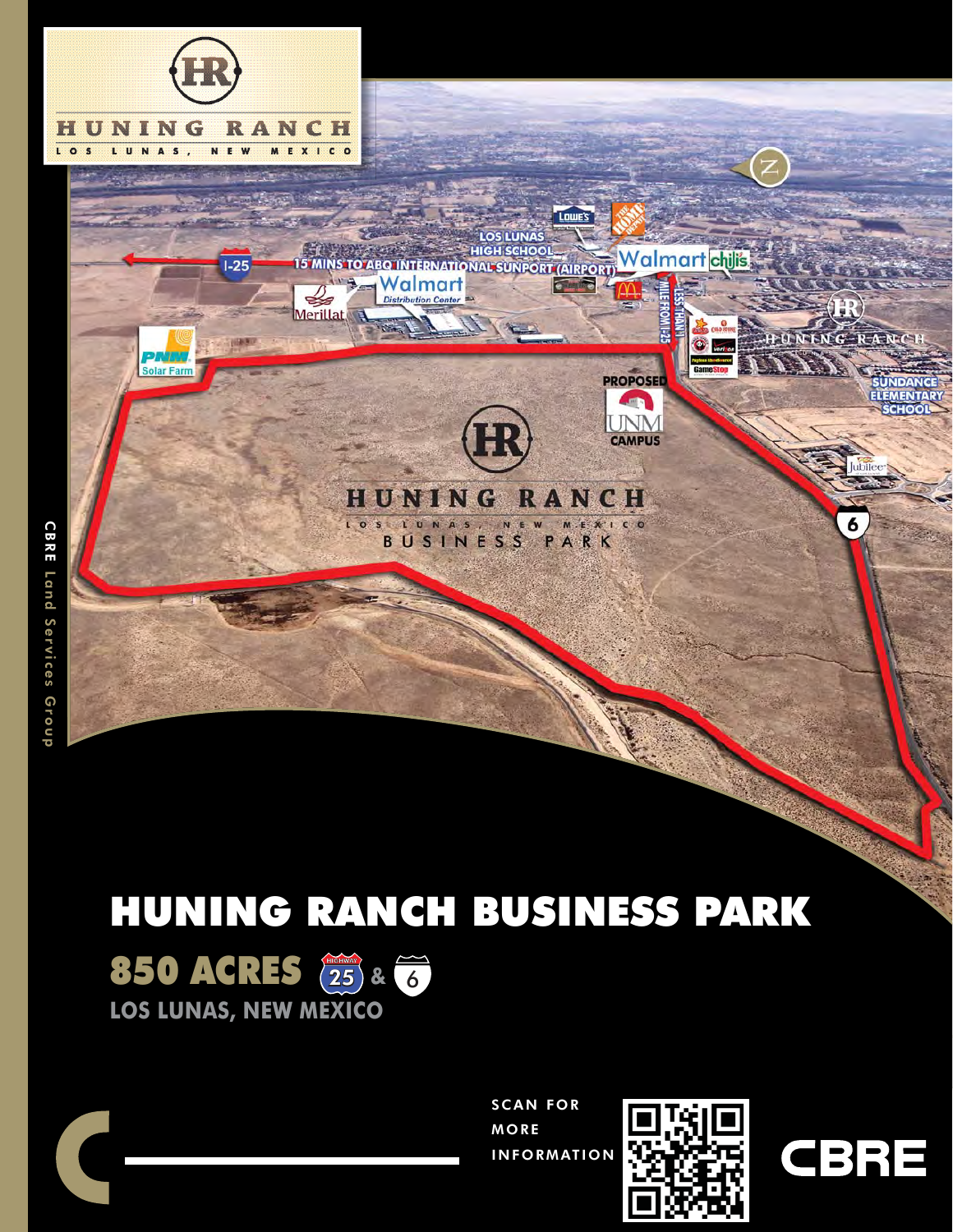# HUNING RANCH BUSINESS PARK

## 850 ACRES HIGHWAY 25 & 6

### LOS LUNAS, NEW MEXICO

SCAN FOR MORE INFORMATION

CBRE Land Services Group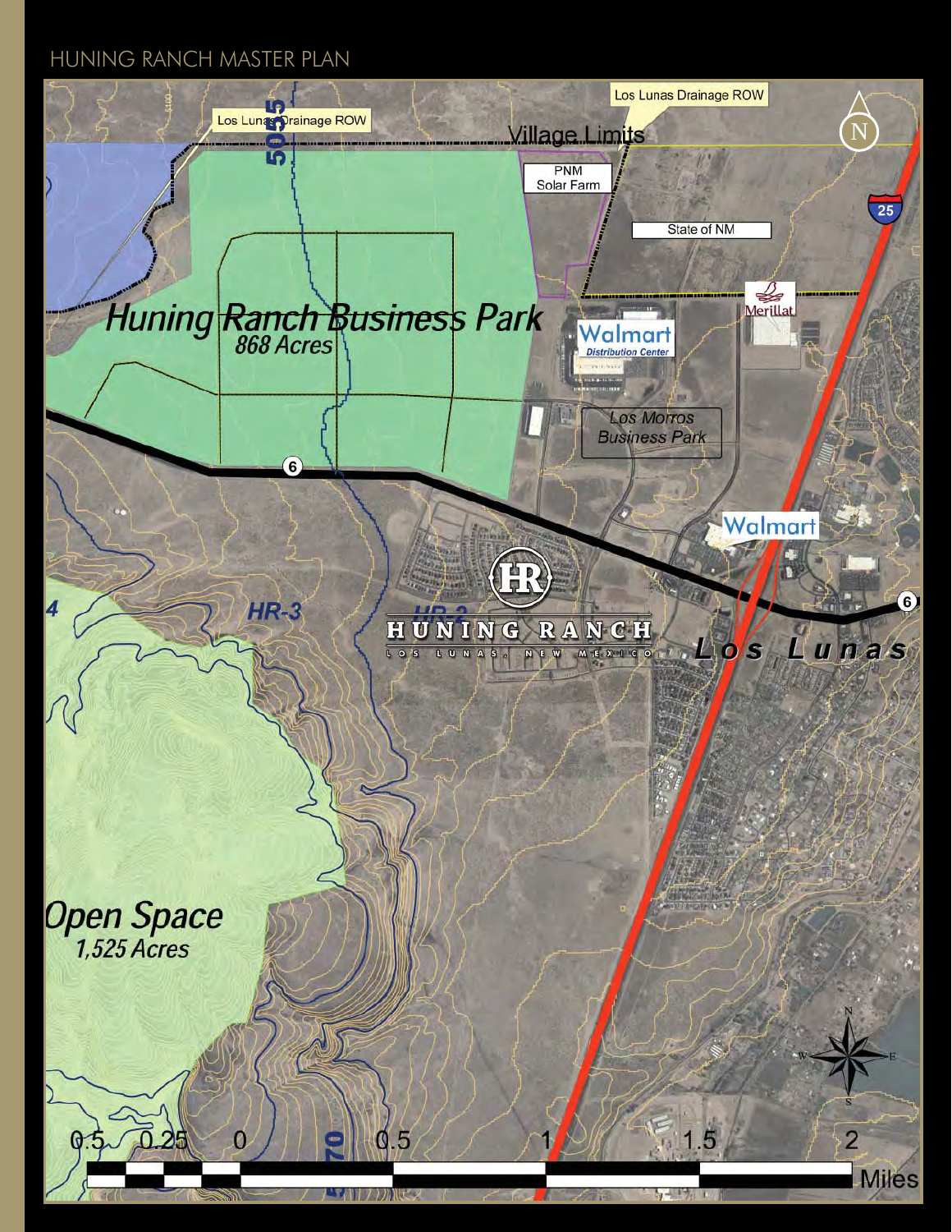# HUNING RANCH MASTER PLAN

Los Lunas Drainage ROW

Los Lunas Drainage ROW

Village Limits

PNM Solar Farm

State of NM

Huning Ranch Business Park
868 Acres

Walmart Distribution Center

Merillat

Los Morros Business Park

Walmart

HR-3

HR-2

HUNING RANCH
LOS LUNAS, NEW MEXICO

Los Lunas

Open Space
1,525 Acres

0.5 0.25 0 0.5 1 1.5 2 Miles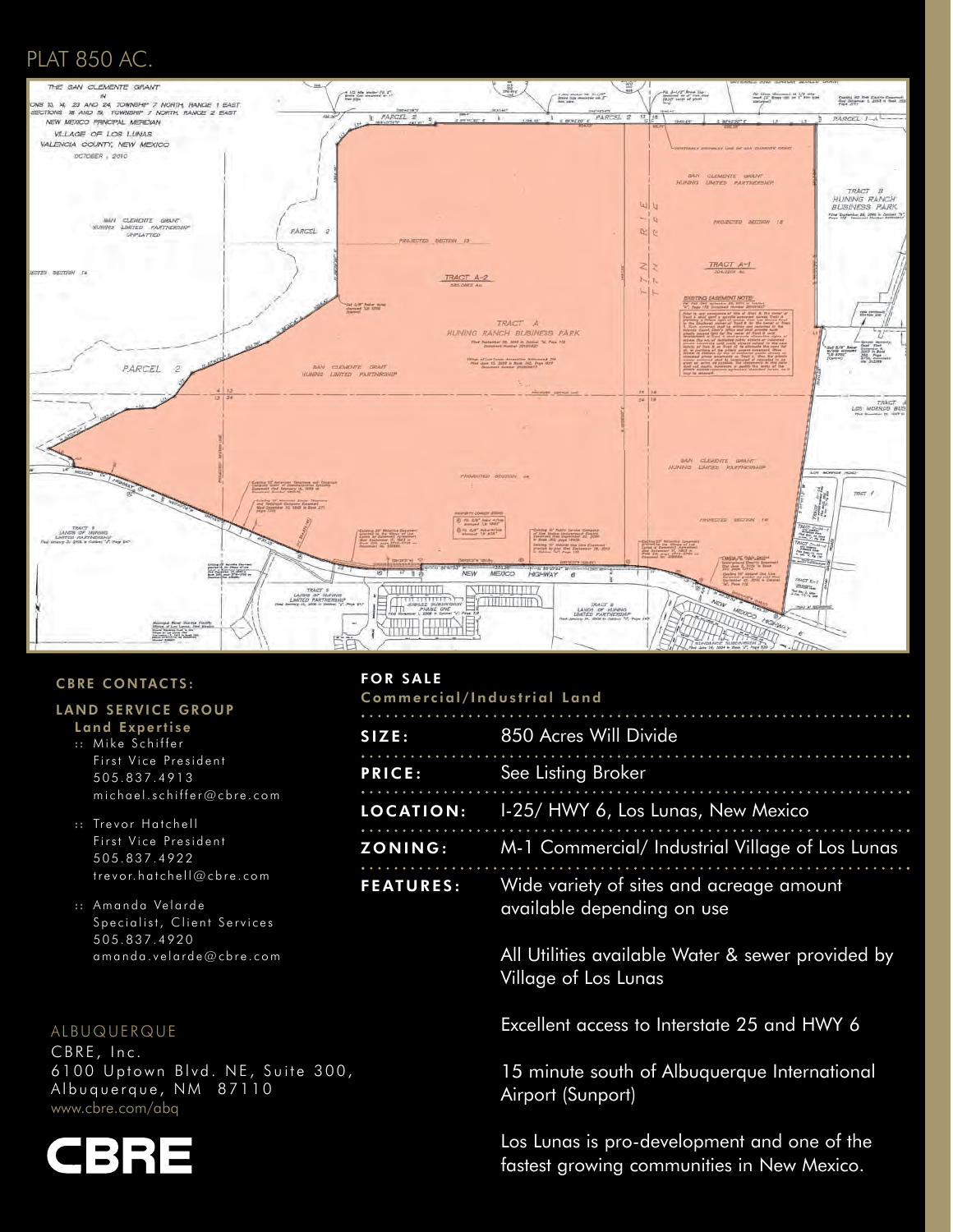# PLAT 850 AC.

THE SAN CLEMENTE GRANT
IN
SECTIONS 13, 14, 23 AND 24, TOWNSHIP 7 NORTH, RANGE 1 EAST
SECTIONS 18 AND 19, TOWNSHIP 7 NORTH, RANGE 2 EAST
NEW MEXICO PRINCIPAL MERIDIAN
VILLAGE OF LOS LUNAS
VALENCIA COUNTY, NEW MEXICO
OCTOBER, 2010

**CBRE CONTACTS:**

**LAND SERVICE GROUP**

**Land Expertise**

:: Mike Schiffer
First Vice President
505.837.4913
michael.schiffer@cbre.com

:: Trevor Hatchell
First Vice President
505.837.4922
trevor.hatchell@cbre.com

:: Amanda Velarde
Specialist, Client Services
505.837.4920
amanda.velarde@cbre.com

ALBUQUERQUE
CBRE, Inc.
6100 Uptown Blvd. NE, Suite 300,
Albuquerque, NM 87110
www.cbre.com/abq

CBRE

**FOR SALE**

**Commercial/Industrial Land**

| | |
|---|---|
| **SIZE:** | 850 Acres Will Divide |
| **PRICE:** | See Listing Broker |
| **LOCATION:** | I-25/ HWY 6, Los Lunas, New Mexico |
| **ZONING:** | M-1 Commercial/ Industrial Village of Los Lunas |
| **FEATURES:** | Wide variety of sites and acreage amount available depending on use<br><br>All Utilities available Water & sewer provided by Village of Los Lunas<br><br>Excellent access to Interstate 25 and HWY 6<br><br>15 minute south of Albuquerque International Airport (Sunport)<br><br>Los Lunas is pro-development and one of the fastest growing communities in New Mexico. |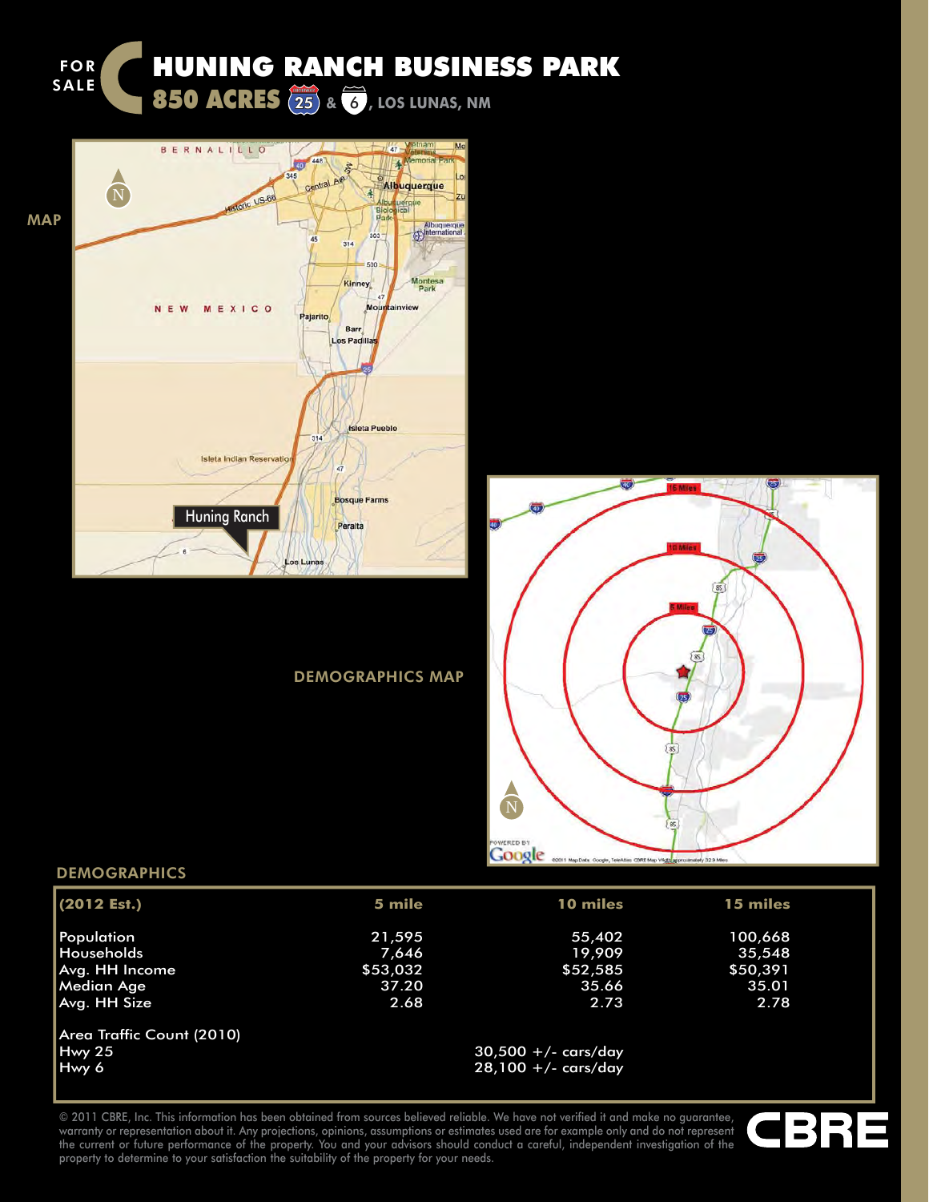FOR SALE

# HUNING RANCH BUSINESS PARK

## 850 ACRES 25 & 6, LOS LUNAS, NM

MAP

DEMOGRAPHICS MAP

## DEMOGRAPHICS

| (2012 Est.) | 5 mile | 10 miles | 15 miles |
|---|---|---|---|
| Population | 21,595 | 55,402 | 100,668 |
| Households | 7,646 | 19,909 | 35,548 |
| Avg. HH Income | $53,032 | $52,585 | $50,391 |
| Median Age | 37.20 | 35.66 | 35.01 |
| Avg. HH Size | 2.68 | 2.73 | 2.78 |
| Area Traffic Count (2010) | | | |
| Hwy 25 | | 30,500 +/- cars/day | |
| Hwy 6 | | 28,100 +/- cars/day | |

© 2011 CBRE, Inc. This information has been obtained from sources believed reliable. We have not verified it and make no guarantee, warranty or representation about it. Any projections, opinions, assumptions or estimates used are for example only and do not represent the current or future performance of the property. You and your advisors should conduct a careful, independent investigation of the property to determine to your satisfaction the suitability of the property for your needs.

CBRE